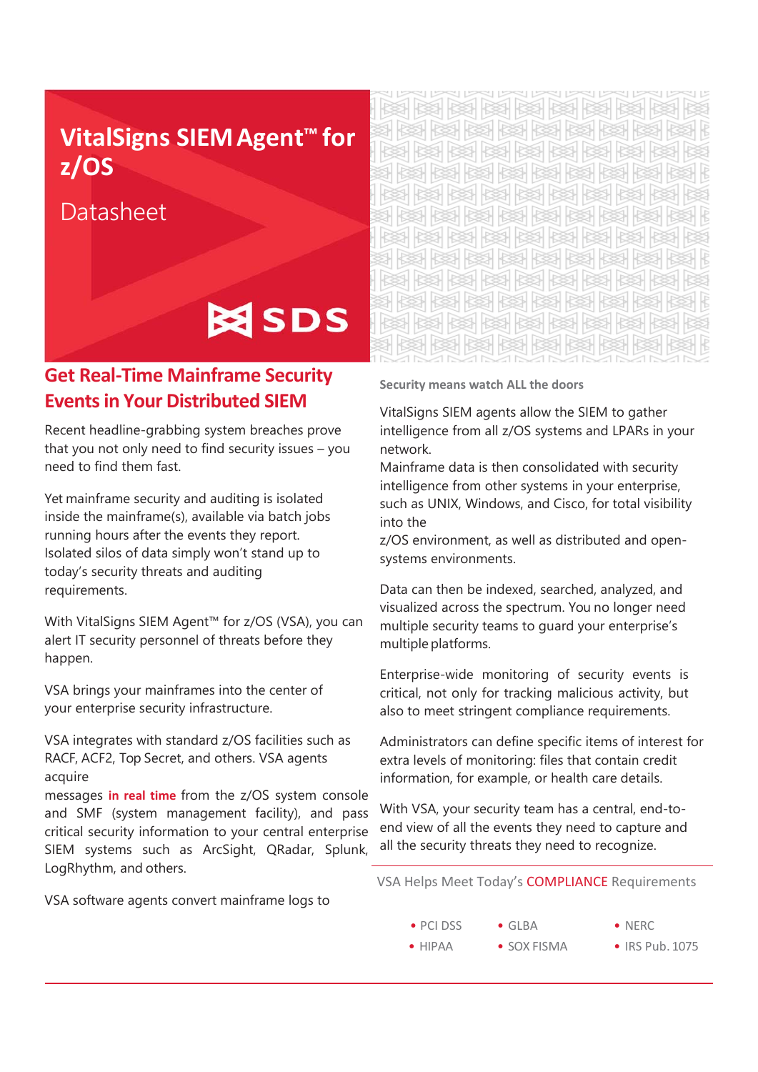# VitalSigns SIEM Agent™ for z/OS

Datasheet

SDS

## Get Real-Time Mainframe Security Events in Your Distributed SIEM

Recent headline-grabbing system breaches prove that you not only need to find security issues – you need to find them fast.

Yet mainframe security and auditing is isolated inside the mainframe(s), available via batch jobs running hours after the events they report. Isolated silos of data simply won't stand up to today's security threats and auditing requirements.

With VitalSigns SIEM Agent™ for z/OS (VSA), you can alert IT security personnel of threats before they happen.

VSA brings your mainframes into the center of your enterprise security infrastructure.

VSA integrates with standard z/OS facilities such as RACF, ACF2, Top Secret, and others. VSA agents acquire messages **in real time** from the z/OS system console and SMF (system management facility), and pass critical security information to your central enterprise SIEM systems such as ArcSight, QRadar, Splunk, LogRhythm, and others.

VSA software agents convert mainframe logs to

**Security means watch ALL the doors**

VitalSigns SIEM agents allow the SIEM to gather intelligence from all z/OS systems and LPARs in your network.
Mainframe data is then consolidated with security intelligence from other systems in your enterprise, such as UNIX, Windows, and Cisco, for total visibility into the z/OS environment, as well as distributed and open-systems environments.

Data can then be indexed, searched, analyzed, and visualized across the spectrum. You no longer need multiple security teams to guard your enterprise's multiple platforms.

Enterprise-wide monitoring of security events is critical, not only for tracking malicious activity, but also to meet stringent compliance requirements.

Administrators can define specific items of interest for extra levels of monitoring: files that contain credit information, for example, or health care details.

With VSA, your security team has a central, end-to-end view of all the events they need to capture and all the security threats they need to recognize.

### VSA Helps Meet Today's COMPLIANCE Requirements

- PCI DSS
- HIPAA
- GLBA
- SOX FISMA
- NERC
- IRS Pub. 1075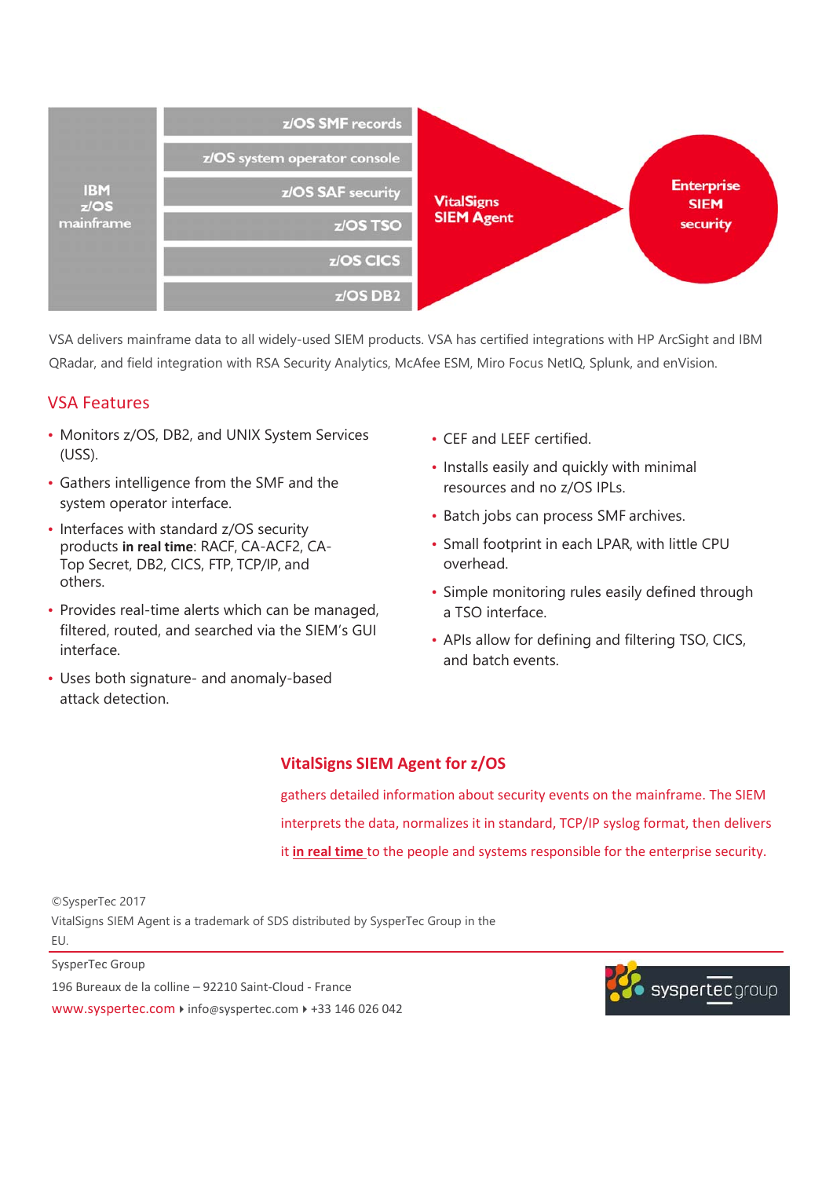IBM z/OS mainframe

z/OS SMF records

z/OS system operator console

z/OS SAF security

z/OS TSO

z/OS CICS

z/OS DB2

VitalSigns SIEM Agent

Enterprise SIEM security

VSA delivers mainframe data to all widely-used SIEM products. VSA has certified integrations with HP ArcSight and IBM QRadar, and field integration with RSA Security Analytics, McAfee ESM, Miro Focus NetIQ, Splunk, and enVision.

## VSA Features

- Monitors z/OS, DB2, and UNIX System Services (USS).
- Gathers intelligence from the SMF and the system operator interface.
- Interfaces with standard z/OS security products **in real time**: RACF, CA-ACF2, CA-Top Secret, DB2, CICS, FTP, TCP/IP, and others.
- Provides real-time alerts which can be managed, filtered, routed, and searched via the SIEM's GUI interface.
- Uses both signature- and anomaly-based attack detection.
- CEF and LEEF certified.
- Installs easily and quickly with minimal resources and no z/OS IPLs.
- Batch jobs can process SMF archives.
- Small footprint in each LPAR, with little CPU overhead.
- Simple monitoring rules easily defined through a TSO interface.
- APIs allow for defining and filtering TSO, CICS, and batch events.

### VitalSigns SIEM Agent for z/OS

gathers detailed information about security events on the mainframe. The SIEM interprets the data, normalizes it in standard, TCP/IP syslog format, then delivers it **in real time** to the people and systems responsible for the enterprise security.

©SysperTec 2017
VitalSigns SIEM Agent is a trademark of SDS distributed by SysperTec Group in the EU.

SysperTec Group
196 Bureaux de la colline – 92210 Saint-Cloud - France
www.syspertec.com ▸ info@syspertec.com ▸ +33 146 026 042

syspertecgroup